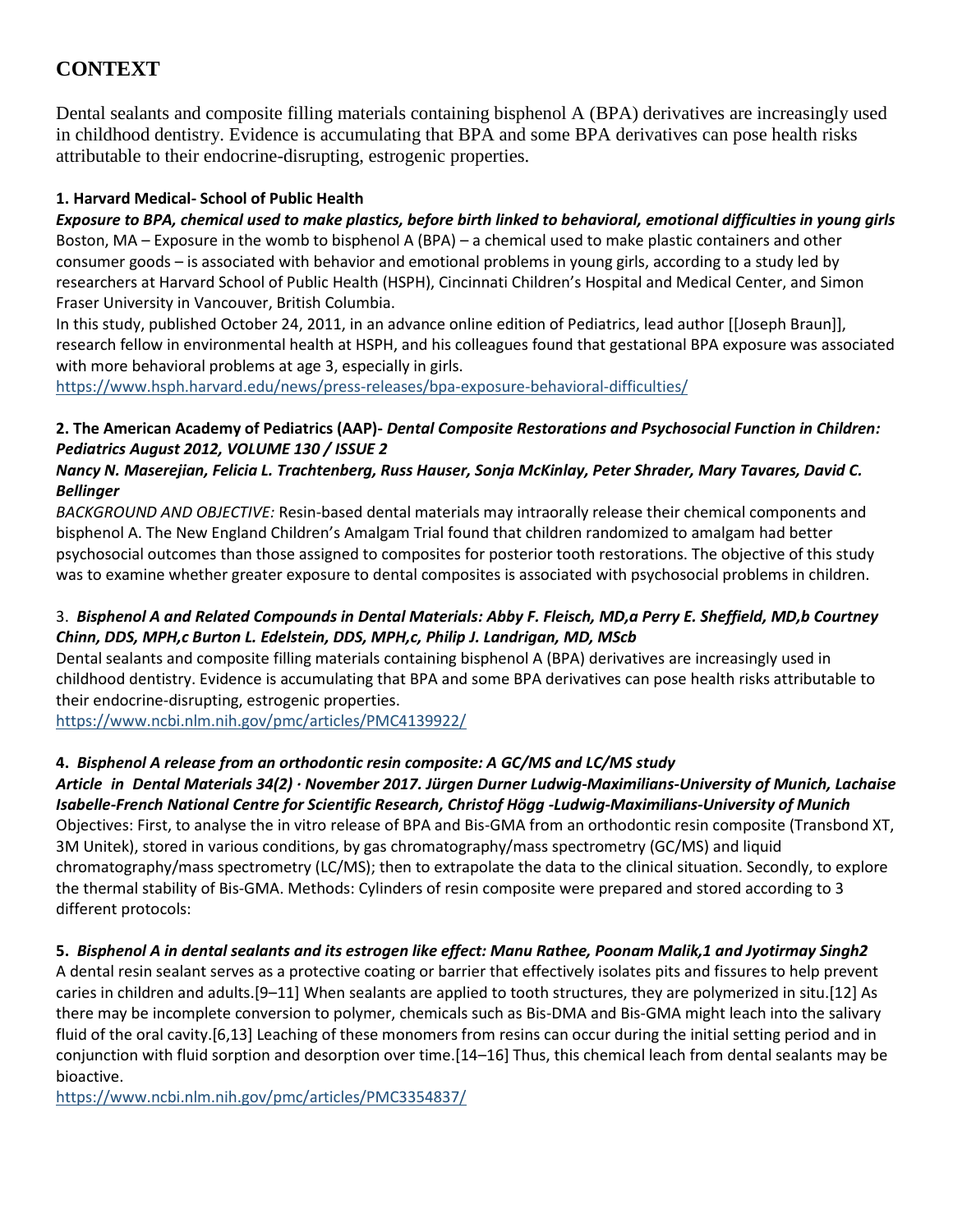# CONTEXT

Dental sealants and composite filling materials containing bisphenol A (BPA) derivatives are increasingly used in childhood dentistry. Evidence is accumulating that BPA and some BPA derivatives can pose health risks attributable to their endocrine-disrupting, estrogenic properties.

**1. Harvard Medical- School of Public Health**

***Exposure to BPA, chemical used to make plastics, before birth linked to behavioral, emotional difficulties in young girls***

Boston, MA – Exposure in the womb to bisphenol A (BPA) – a chemical used to make plastic containers and other consumer goods – is associated with behavior and emotional problems in young girls, according to a study led by researchers at Harvard School of Public Health (HSPH), Cincinnati Children's Hospital and Medical Center, and Simon Fraser University in Vancouver, British Columbia.

In this study, published October 24, 2011, in an advance online edition of Pediatrics, lead author [[Joseph Braun]], research fellow in environmental health at HSPH, and his colleagues found that gestational BPA exposure was associated with more behavioral problems at age 3, especially in girls.

https://www.hsph.harvard.edu/news/press-releases/bpa-exposure-behavioral-difficulties/

**2. The American Academy of Pediatrics (AAP)-** ***Dental Composite Restorations and Psychosocial Function in Children: Pediatrics August 2012, VOLUME 130 / ISSUE 2***

***Nancy N. Maserejian, Felicia L. Trachtenberg, Russ Hauser, Sonja McKinlay, Peter Shrader, Mary Tavares, David C. Bellinger***

*BACKGROUND AND OBJECTIVE:* Resin-based dental materials may intraorally release their chemical components and bisphenol A. The New England Children's Amalgam Trial found that children randomized to amalgam had better psychosocial outcomes than those assigned to composites for posterior tooth restorations. The objective of this study was to examine whether greater exposure to dental composites is associated with psychosocial problems in children.

3. ***Bisphenol A and Related Compounds in Dental Materials: Abby F. Fleisch, MD,a Perry E. Sheffield, MD,b Courtney Chinn, DDS, MPH,c Burton L. Edelstein, DDS, MPH,c, Philip J. Landrigan, MD, MScb***

Dental sealants and composite filling materials containing bisphenol A (BPA) derivatives are increasingly used in childhood dentistry. Evidence is accumulating that BPA and some BPA derivatives can pose health risks attributable to their endocrine-disrupting, estrogenic properties.

https://www.ncbi.nlm.nih.gov/pmc/articles/PMC4139922/

**4.** ***Bisphenol A release from an orthodontic resin composite: A GC/MS and LC/MS study***

***Article in Dental Materials 34(2) · November 2017. Jürgen Durner Ludwig-Maximilians-University of Munich, Lachaise Isabelle-French National Centre for Scientific Research, Christof Högg -Ludwig-Maximilians-University of Munich***

Objectives: First, to analyse the in vitro release of BPA and Bis-GMA from an orthodontic resin composite (Transbond XT, 3M Unitek), stored in various conditions, by gas chromatography/mass spectrometry (GC/MS) and liquid chromatography/mass spectrometry (LC/MS); then to extrapolate the data to the clinical situation. Secondly, to explore the thermal stability of Bis-GMA. Methods: Cylinders of resin composite were prepared and stored according to 3 different protocols:

**5.** ***Bisphenol A in dental sealants and its estrogen like effect: Manu Rathee, Poonam Malik,1 and Jyotirmay Singh2***

A dental resin sealant serves as a protective coating or barrier that effectively isolates pits and fissures to help prevent caries in children and adults.[9–11] When sealants are applied to tooth structures, they are polymerized in situ.[12] As there may be incomplete conversion to polymer, chemicals such as Bis-DMA and Bis-GMA might leach into the salivary fluid of the oral cavity.[6,13] Leaching of these monomers from resins can occur during the initial setting period and in conjunction with fluid sorption and desorption over time.[14–16] Thus, this chemical leach from dental sealants may be bioactive.

https://www.ncbi.nlm.nih.gov/pmc/articles/PMC3354837/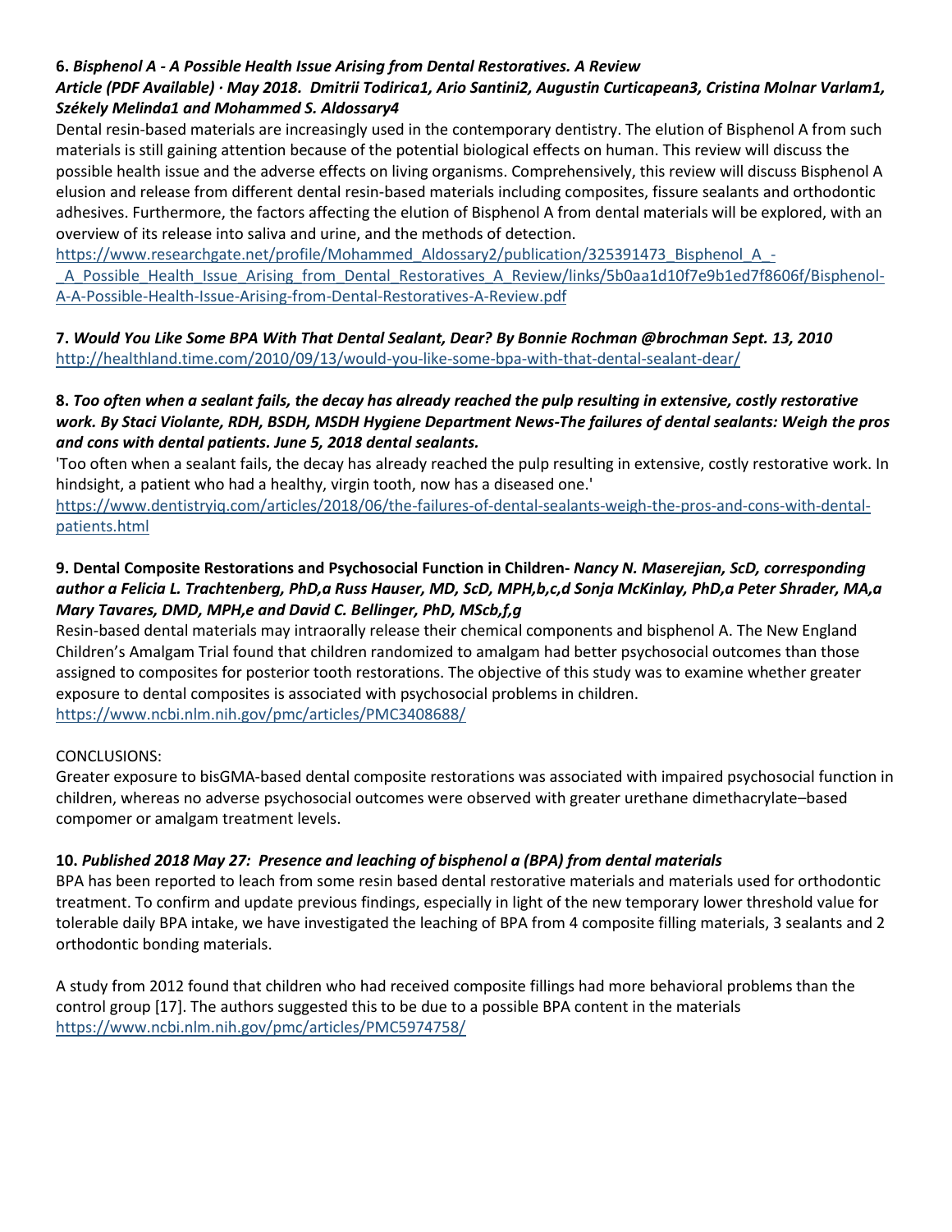**6.** ***Bisphenol A - A Possible Health Issue Arising from Dental Restoratives. A Review***

***Article (PDF Available) · May 2018. Dmitrii Todirica1, Ario Santini2, Augustin Curticapean3, Cristina Molnar Varlam1, Székely Melinda1 and Mohammed S. Aldossary4***

Dental resin-based materials are increasingly used in the contemporary dentistry. The elution of Bisphenol A from such materials is still gaining attention because of the potential biological effects on human. This review will discuss the possible health issue and the adverse effects on living organisms. Comprehensively, this review will discuss Bisphenol A elusion and release from different dental resin-based materials including composites, fissure sealants and orthodontic adhesives. Furthermore, the factors affecting the elution of Bisphenol A from dental materials will be explored, with an overview of its release into saliva and urine, and the methods of detection.

https://www.researchgate.net/profile/Mohammed_Aldossary2/publication/325391473_Bisphenol_A_-_A_Possible_Health_Issue_Arising_from_Dental_Restoratives_A_Review/links/5b0aa1d10f7e9b1ed7f8606f/Bisphenol-A-A-Possible-Health-Issue-Arising-from-Dental-Restoratives-A-Review.pdf

**7.** ***Would You Like Some BPA With That Dental Sealant, Dear? By Bonnie Rochman @brochman Sept. 13, 2010***

http://healthland.time.com/2010/09/13/would-you-like-some-bpa-with-that-dental-sealant-dear/

**8.** ***Too often when a sealant fails, the decay has already reached the pulp resulting in extensive, costly restorative work. By Staci Violante, RDH, BSDH, MSDH Hygiene Department News-The failures of dental sealants: Weigh the pros and cons with dental patients. June 5, 2018 dental sealants.***

'Too often when a sealant fails, the decay has already reached the pulp resulting in extensive, costly restorative work. In hindsight, a patient who had a healthy, virgin tooth, now has a diseased one.'

https://www.dentistryiq.com/articles/2018/06/the-failures-of-dental-sealants-weigh-the-pros-and-cons-with-dental-patients.html

**9. Dental Composite Restorations and Psychosocial Function in Children-** ***Nancy N. Maserejian, ScD, corresponding author a Felicia L. Trachtenberg, PhD,a Russ Hauser, MD, ScD, MPH,b,c,d Sonja McKinlay, PhD,a Peter Shrader, MA,a Mary Tavares, DMD, MPH,e and David C. Bellinger, PhD, MScb,f,g***

Resin-based dental materials may intraorally release their chemical components and bisphenol A. The New England Children's Amalgam Trial found that children randomized to amalgam had better psychosocial outcomes than those assigned to composites for posterior tooth restorations. The objective of this study was to examine whether greater exposure to dental composites is associated with psychosocial problems in children.

https://www.ncbi.nlm.nih.gov/pmc/articles/PMC3408688/

CONCLUSIONS:

Greater exposure to bisGMA-based dental composite restorations was associated with impaired psychosocial function in children, whereas no adverse psychosocial outcomes were observed with greater urethane dimethacrylate–based compomer or amalgam treatment levels.

**10.** ***Published 2018 May 27: Presence and leaching of bisphenol a (BPA) from dental materials***

BPA has been reported to leach from some resin based dental restorative materials and materials used for orthodontic treatment. To confirm and update previous findings, especially in light of the new temporary lower threshold value for tolerable daily BPA intake, we have investigated the leaching of BPA from 4 composite filling materials, 3 sealants and 2 orthodontic bonding materials.

A study from 2012 found that children who had received composite fillings had more behavioral problems than the control group [17]. The authors suggested this to be due to a possible BPA content in the materials

https://www.ncbi.nlm.nih.gov/pmc/articles/PMC5974758/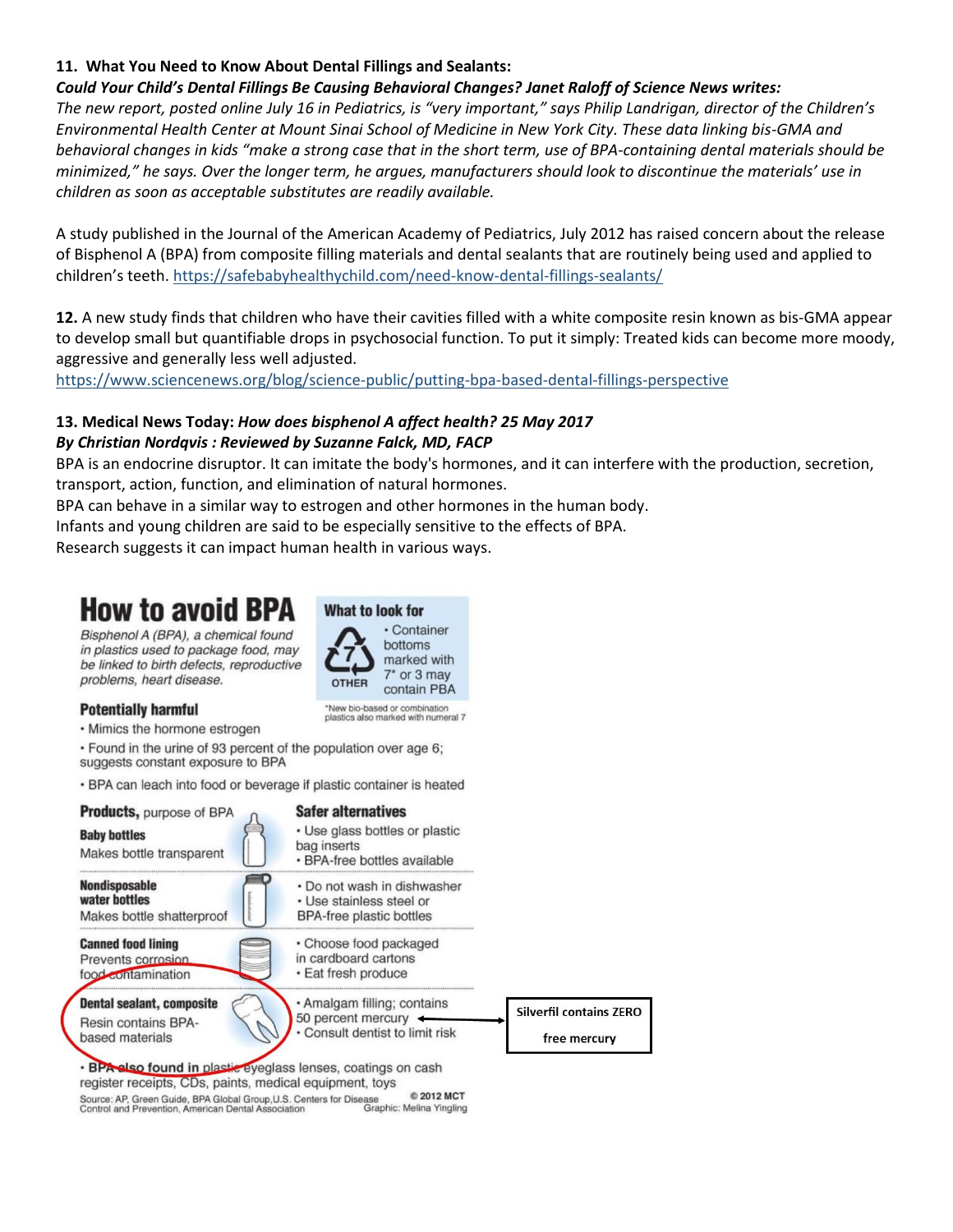**11. What You Need to Know About Dental Fillings and Sealants:**

***Could Your Child's Dental Fillings Be Causing Behavioral Changes? Janet Raloff of Science News writes:***

*The new report, posted online July 16 in Pediatrics, is "very important," says Philip Landrigan, director of the Children's Environmental Health Center at Mount Sinai School of Medicine in New York City. These data linking bis-GMA and behavioral changes in kids "make a strong case that in the short term, use of BPA-containing dental materials should be minimized," he says. Over the longer term, he argues, manufacturers should look to discontinue the materials' use in children as soon as acceptable substitutes are readily available.*

A study published in the Journal of the American Academy of Pediatrics, July 2012 has raised concern about the release of Bisphenol A (BPA) from composite filling materials and dental sealants that are routinely being used and applied to children's teeth. https://safebabyhealthychild.com/need-know-dental-fillings-sealants/

**12.** A new study finds that children who have their cavities filled with a white composite resin known as bis-GMA appear to develop small but quantifiable drops in psychosocial function. To put it simply: Treated kids can become more moody, aggressive and generally less well adjusted.
https://www.sciencenews.org/blog/science-public/putting-bpa-based-dental-fillings-perspective

**13. Medical News Today:** ***How does bisphenol A affect health? 25 May 2017***
***By Christian Nordqvis : Reviewed by Suzanne Falck, MD, FACP***

BPA is an endocrine disruptor. It can imitate the body's hormones, and it can interfere with the production, secretion, transport, action, function, and elimination of natural hormones.
BPA can behave in a similar way to estrogen and other hormones in the human body.
Infants and young children are said to be especially sensitive to the effects of BPA.
Research suggests it can impact human health in various ways.

## How to avoid BPA

*Bisphenol A (BPA), a chemical found in plastics used to package food, may be linked to birth defects, reproductive problems, heart disease.*

**What to look for**

7 OTHER

- Container bottoms marked with 7* or 3 may contain PBA

*New bio-based or combination plastics also marked with numeral 7

**Potentially harmful**

- Mimics the hormone estrogen
- Found in the urine of 93 percent of the population over age 6; suggests constant exposure to BPA
- BPA can leach into food or beverage if plastic container is heated

| **Products,** purpose of BPA | **Safer alternatives** |
|---|---|
| **Baby bottles** Makes bottle transparent | • Use glass bottles or plastic bag inserts • BPA-free bottles available |
| **Nondisposable water bottles** Makes bottle shatterproof | • Do not wash in dishwasher • Use stainless steel or BPA-free plastic bottles |
| **Canned food lining** Prevents corrosion, food contamination | • Choose food packaged in cardboard cartons • Eat fresh produce |
| **Dental sealant, composite** Resin contains BPA-based materials | • Amalgam filling; contains 50 percent mercury • Consult dentist to limit risk |

Silverfil contains ZERO free mercury

- **BPA also found in** plastic eyeglass lenses, coatings on cash register receipts, CDs, paints, medical equipment, toys

Source: AP, Green Guide, BPA Global Group, U.S. Centers for Disease Control and Prevention, American Dental Association

© 2012 MCT
Graphic: Melina Yingling